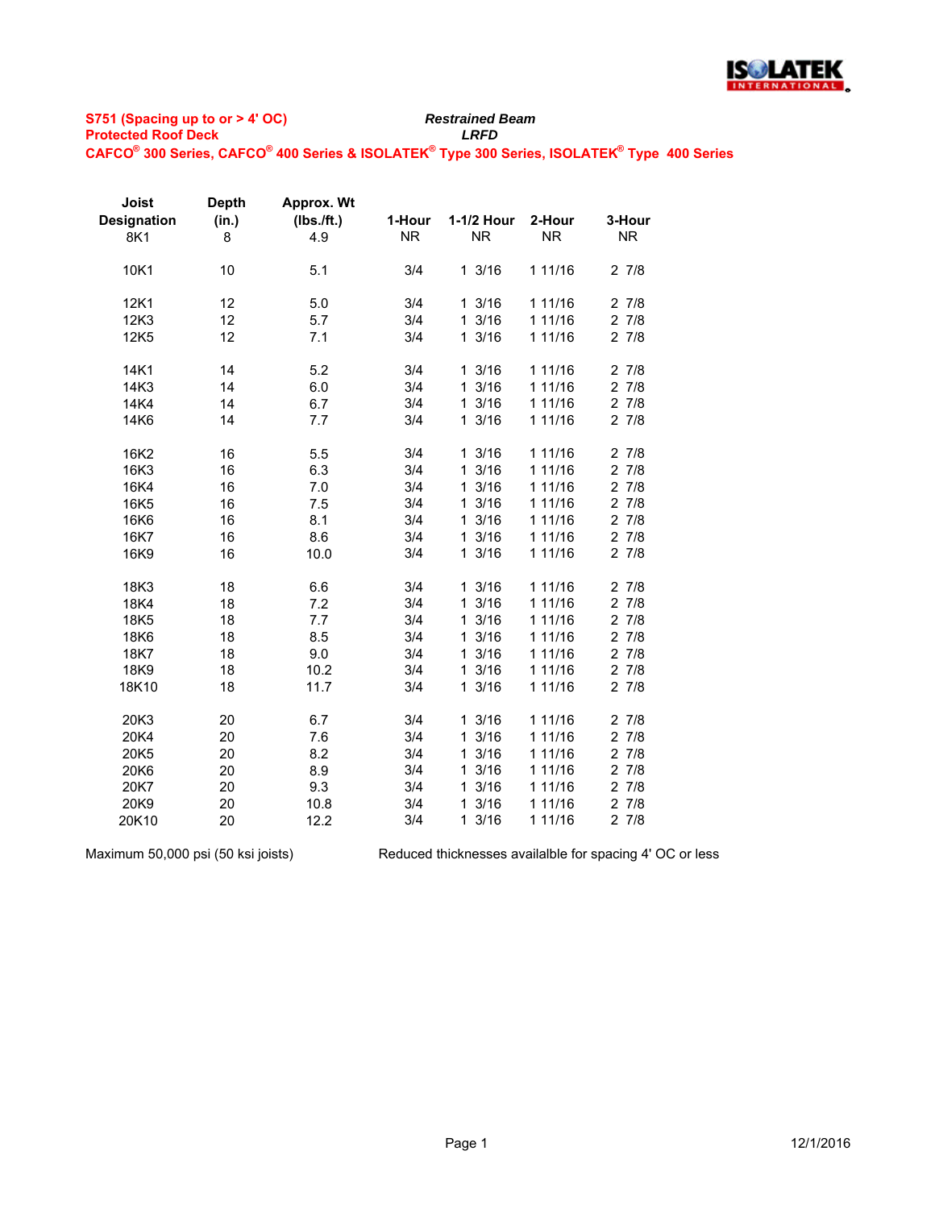**S751 (Spacing up to or > 4' OC)**
**Protected Roof Deck**
**CAFCO® 300 Series, CAFCO® 400 Series & ISOLATEK® Type 300 Series, ISOLATEK® Type 400 Series**

***Restrained Beam***
***LRFD***

| Joist Designation | Depth (in.) | Approx. Wt (lbs./ft.) | 1-Hour | 1-1/2 Hour | 2-Hour | 3-Hour |
|---|---|---|---|---|---|---|
| 8K1 | 8 | 4.9 | NR | NR | NR | NR |
| 10K1 | 10 | 5.1 | 3/4 | 1 3/16 | 1 11/16 | 2 7/8 |
| 12K1 | 12 | 5.0 | 3/4 | 1 3/16 | 1 11/16 | 2 7/8 |
| 12K3 | 12 | 5.7 | 3/4 | 1 3/16 | 1 11/16 | 2 7/8 |
| 12K5 | 12 | 7.1 | 3/4 | 1 3/16 | 1 11/16 | 2 7/8 |
| 14K1 | 14 | 5.2 | 3/4 | 1 3/16 | 1 11/16 | 2 7/8 |
| 14K3 | 14 | 6.0 | 3/4 | 1 3/16 | 1 11/16 | 2 7/8 |
| 14K4 | 14 | 6.7 | 3/4 | 1 3/16 | 1 11/16 | 2 7/8 |
| 14K6 | 14 | 7.7 | 3/4 | 1 3/16 | 1 11/16 | 2 7/8 |
| 16K2 | 16 | 5.5 | 3/4 | 1 3/16 | 1 11/16 | 2 7/8 |
| 16K3 | 16 | 6.3 | 3/4 | 1 3/16 | 1 11/16 | 2 7/8 |
| 16K4 | 16 | 7.0 | 3/4 | 1 3/16 | 1 11/16 | 2 7/8 |
| 16K5 | 16 | 7.5 | 3/4 | 1 3/16 | 1 11/16 | 2 7/8 |
| 16K6 | 16 | 8.1 | 3/4 | 1 3/16 | 1 11/16 | 2 7/8 |
| 16K7 | 16 | 8.6 | 3/4 | 1 3/16 | 1 11/16 | 2 7/8 |
| 16K9 | 16 | 10.0 | 3/4 | 1 3/16 | 1 11/16 | 2 7/8 |
| 18K3 | 18 | 6.6 | 3/4 | 1 3/16 | 1 11/16 | 2 7/8 |
| 18K4 | 18 | 7.2 | 3/4 | 1 3/16 | 1 11/16 | 2 7/8 |
| 18K5 | 18 | 7.7 | 3/4 | 1 3/16 | 1 11/16 | 2 7/8 |
| 18K6 | 18 | 8.5 | 3/4 | 1 3/16 | 1 11/16 | 2 7/8 |
| 18K7 | 18 | 9.0 | 3/4 | 1 3/16 | 1 11/16 | 2 7/8 |
| 18K9 | 18 | 10.2 | 3/4 | 1 3/16 | 1 11/16 | 2 7/8 |
| 18K10 | 18 | 11.7 | 3/4 | 1 3/16 | 1 11/16 | 2 7/8 |
| 20K3 | 20 | 6.7 | 3/4 | 1 3/16 | 1 11/16 | 2 7/8 |
| 20K4 | 20 | 7.6 | 3/4 | 1 3/16 | 1 11/16 | 2 7/8 |
| 20K5 | 20 | 8.2 | 3/4 | 1 3/16 | 1 11/16 | 2 7/8 |
| 20K6 | 20 | 8.9 | 3/4 | 1 3/16 | 1 11/16 | 2 7/8 |
| 20K7 | 20 | 9.3 | 3/4 | 1 3/16 | 1 11/16 | 2 7/8 |
| 20K9 | 20 | 10.8 | 3/4 | 1 3/16 | 1 11/16 | 2 7/8 |
| 20K10 | 20 | 12.2 | 3/4 | 1 3/16 | 1 11/16 | 2 7/8 |

Maximum 50,000 psi (50 ksi joists)

Reduced thicknesses availalble for spacing 4' OC or less

12/1/2016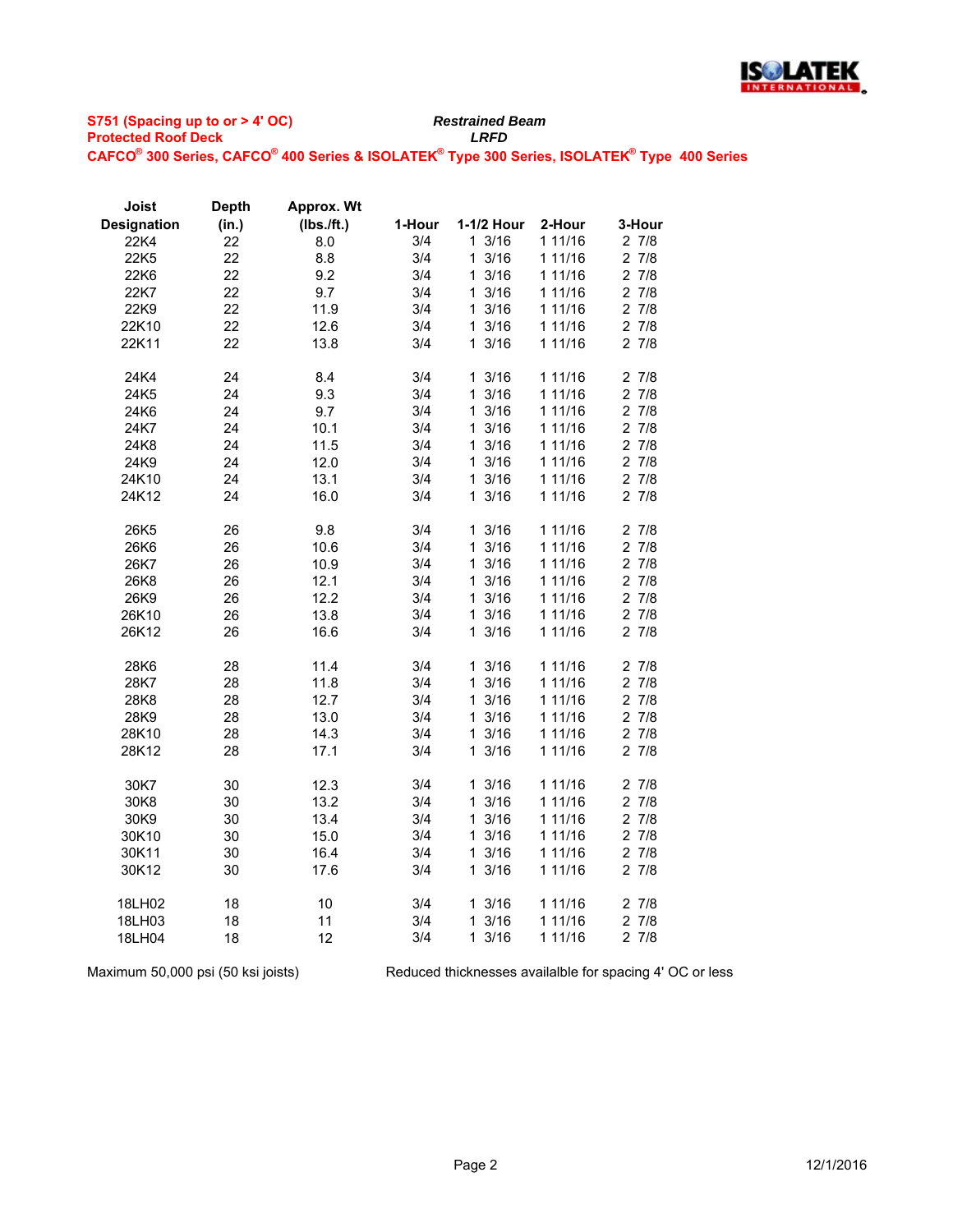**S751 (Spacing up to or > 4' OC)**
**Protected Roof Deck**

***Restrained Beam***
***LRFD***

**CAFCO® 300 Series, CAFCO® 400 Series & ISOLATEK® Type 300 Series, ISOLATEK® Type 400 Series**

| Joist Designation | Depth (in.) | Approx. Wt (lbs./ft.) | 1-Hour | 1-1/2 Hour | 2-Hour | 3-Hour |
|---|---|---|---|---|---|---|
| 22K4 | 22 | 8.0 | 3/4 | 1 3/16 | 1 11/16 | 2 7/8 |
| 22K5 | 22 | 8.8 | 3/4 | 1 3/16 | 1 11/16 | 2 7/8 |
| 22K6 | 22 | 9.2 | 3/4 | 1 3/16 | 1 11/16 | 2 7/8 |
| 22K7 | 22 | 9.7 | 3/4 | 1 3/16 | 1 11/16 | 2 7/8 |
| 22K9 | 22 | 11.9 | 3/4 | 1 3/16 | 1 11/16 | 2 7/8 |
| 22K10 | 22 | 12.6 | 3/4 | 1 3/16 | 1 11/16 | 2 7/8 |
| 22K11 | 22 | 13.8 | 3/4 | 1 3/16 | 1 11/16 | 2 7/8 |
| | | | | | | |
| 24K4 | 24 | 8.4 | 3/4 | 1 3/16 | 1 11/16 | 2 7/8 |
| 24K5 | 24 | 9.3 | 3/4 | 1 3/16 | 1 11/16 | 2 7/8 |
| 24K6 | 24 | 9.7 | 3/4 | 1 3/16 | 1 11/16 | 2 7/8 |
| 24K7 | 24 | 10.1 | 3/4 | 1 3/16 | 1 11/16 | 2 7/8 |
| 24K8 | 24 | 11.5 | 3/4 | 1 3/16 | 1 11/16 | 2 7/8 |
| 24K9 | 24 | 12.0 | 3/4 | 1 3/16 | 1 11/16 | 2 7/8 |
| 24K10 | 24 | 13.1 | 3/4 | 1 3/16 | 1 11/16 | 2 7/8 |
| 24K12 | 24 | 16.0 | 3/4 | 1 3/16 | 1 11/16 | 2 7/8 |
| | | | | | | |
| 26K5 | 26 | 9.8 | 3/4 | 1 3/16 | 1 11/16 | 2 7/8 |
| 26K6 | 26 | 10.6 | 3/4 | 1 3/16 | 1 11/16 | 2 7/8 |
| 26K7 | 26 | 10.9 | 3/4 | 1 3/16 | 1 11/16 | 2 7/8 |
| 26K8 | 26 | 12.1 | 3/4 | 1 3/16 | 1 11/16 | 2 7/8 |
| 26K9 | 26 | 12.2 | 3/4 | 1 3/16 | 1 11/16 | 2 7/8 |
| 26K10 | 26 | 13.8 | 3/4 | 1 3/16 | 1 11/16 | 2 7/8 |
| 26K12 | 26 | 16.6 | 3/4 | 1 3/16 | 1 11/16 | 2 7/8 |
| | | | | | | |
| 28K6 | 28 | 11.4 | 3/4 | 1 3/16 | 1 11/16 | 2 7/8 |
| 28K7 | 28 | 11.8 | 3/4 | 1 3/16 | 1 11/16 | 2 7/8 |
| 28K8 | 28 | 12.7 | 3/4 | 1 3/16 | 1 11/16 | 2 7/8 |
| 28K9 | 28 | 13.0 | 3/4 | 1 3/16 | 1 11/16 | 2 7/8 |
| 28K10 | 28 | 14.3 | 3/4 | 1 3/16 | 1 11/16 | 2 7/8 |
| 28K12 | 28 | 17.1 | 3/4 | 1 3/16 | 1 11/16 | 2 7/8 |
| | | | | | | |
| 30K7 | 30 | 12.3 | 3/4 | 1 3/16 | 1 11/16 | 2 7/8 |
| 30K8 | 30 | 13.2 | 3/4 | 1 3/16 | 1 11/16 | 2 7/8 |
| 30K9 | 30 | 13.4 | 3/4 | 1 3/16 | 1 11/16 | 2 7/8 |
| 30K10 | 30 | 15.0 | 3/4 | 1 3/16 | 1 11/16 | 2 7/8 |
| 30K11 | 30 | 16.4 | 3/4 | 1 3/16 | 1 11/16 | 2 7/8 |
| 30K12 | 30 | 17.6 | 3/4 | 1 3/16 | 1 11/16 | 2 7/8 |
| | | | | | | |
| 18LH02 | 18 | 10 | 3/4 | 1 3/16 | 1 11/16 | 2 7/8 |
| 18LH03 | 18 | 11 | 3/4 | 1 3/16 | 1 11/16 | 2 7/8 |
| 18LH04 | 18 | 12 | 3/4 | 1 3/16 | 1 11/16 | 2 7/8 |

Maximum 50,000 psi (50 ksi joists)

Reduced thicknesses availalble for spacing 4' OC or less

12/1/2016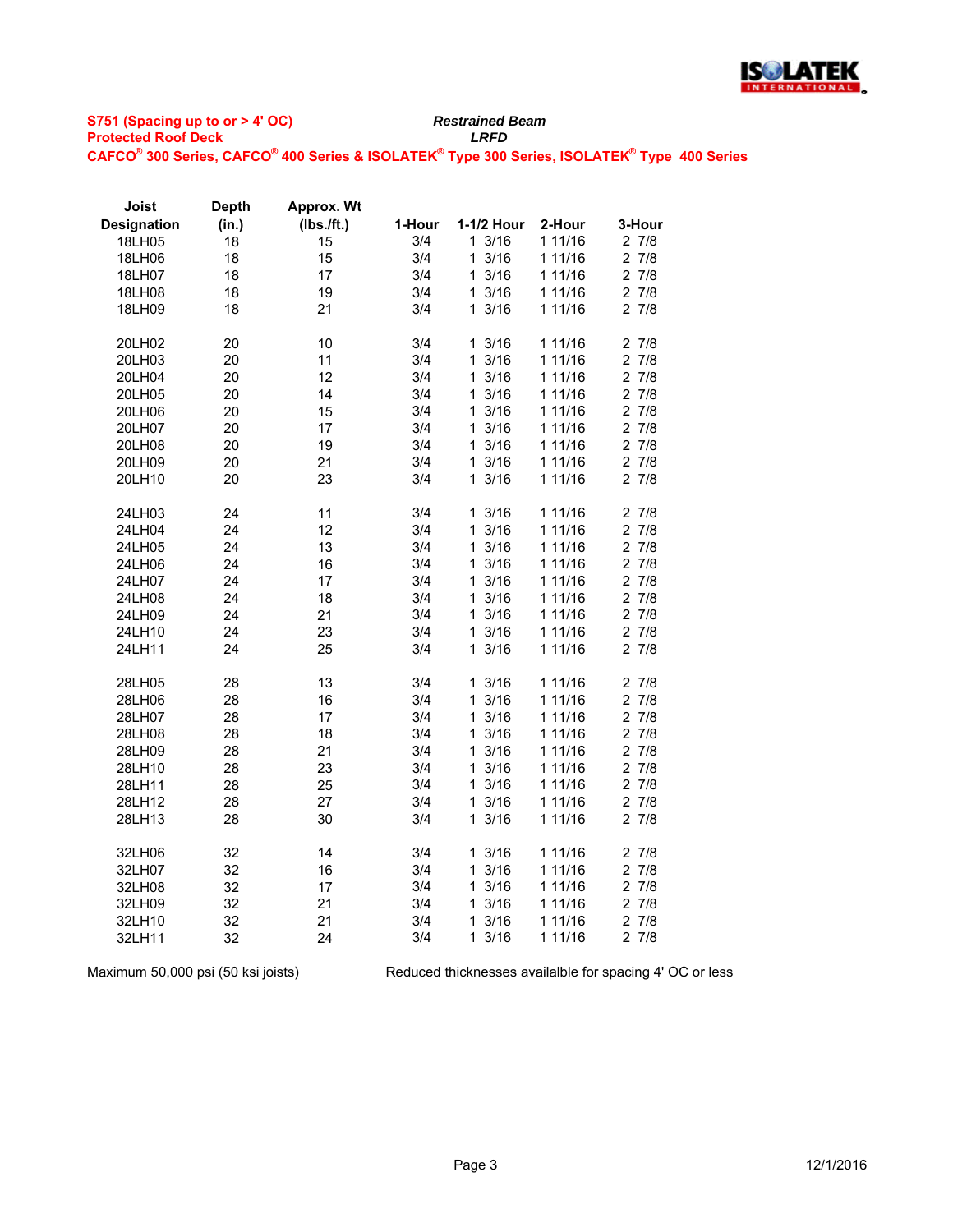**S751 (Spacing up to or > 4' OC)** ***Restrained Beam***

**Protected Roof Deck** ***LRFD***

**CAFCO® 300 Series, CAFCO® 400 Series & ISOLATEK® Type 300 Series, ISOLATEK® Type 400 Series**

| Joist Designation | Depth (in.) | Approx. Wt (lbs./ft.) | 1-Hour | 1-1/2 Hour | 2-Hour | 3-Hour |
|---|---|---|---|---|---|---|
| 18LH05 | 18 | 15 | 3/4 | 1 3/16 | 1 11/16 | 2 7/8 |
| 18LH06 | 18 | 15 | 3/4 | 1 3/16 | 1 11/16 | 2 7/8 |
| 18LH07 | 18 | 17 | 3/4 | 1 3/16 | 1 11/16 | 2 7/8 |
| 18LH08 | 18 | 19 | 3/4 | 1 3/16 | 1 11/16 | 2 7/8 |
| 18LH09 | 18 | 21 | 3/4 | 1 3/16 | 1 11/16 | 2 7/8 |
| | | | | | | |
| 20LH02 | 20 | 10 | 3/4 | 1 3/16 | 1 11/16 | 2 7/8 |
| 20LH03 | 20 | 11 | 3/4 | 1 3/16 | 1 11/16 | 2 7/8 |
| 20LH04 | 20 | 12 | 3/4 | 1 3/16 | 1 11/16 | 2 7/8 |
| 20LH05 | 20 | 14 | 3/4 | 1 3/16 | 1 11/16 | 2 7/8 |
| 20LH06 | 20 | 15 | 3/4 | 1 3/16 | 1 11/16 | 2 7/8 |
| 20LH07 | 20 | 17 | 3/4 | 1 3/16 | 1 11/16 | 2 7/8 |
| 20LH08 | 20 | 19 | 3/4 | 1 3/16 | 1 11/16 | 2 7/8 |
| 20LH09 | 20 | 21 | 3/4 | 1 3/16 | 1 11/16 | 2 7/8 |
| 20LH10 | 20 | 23 | 3/4 | 1 3/16 | 1 11/16 | 2 7/8 |
| | | | | | | |
| 24LH03 | 24 | 11 | 3/4 | 1 3/16 | 1 11/16 | 2 7/8 |
| 24LH04 | 24 | 12 | 3/4 | 1 3/16 | 1 11/16 | 2 7/8 |
| 24LH05 | 24 | 13 | 3/4 | 1 3/16 | 1 11/16 | 2 7/8 |
| 24LH06 | 24 | 16 | 3/4 | 1 3/16 | 1 11/16 | 2 7/8 |
| 24LH07 | 24 | 17 | 3/4 | 1 3/16 | 1 11/16 | 2 7/8 |
| 24LH08 | 24 | 18 | 3/4 | 1 3/16 | 1 11/16 | 2 7/8 |
| 24LH09 | 24 | 21 | 3/4 | 1 3/16 | 1 11/16 | 2 7/8 |
| 24LH10 | 24 | 23 | 3/4 | 1 3/16 | 1 11/16 | 2 7/8 |
| 24LH11 | 24 | 25 | 3/4 | 1 3/16 | 1 11/16 | 2 7/8 |
| | | | | | | |
| 28LH05 | 28 | 13 | 3/4 | 1 3/16 | 1 11/16 | 2 7/8 |
| 28LH06 | 28 | 16 | 3/4 | 1 3/16 | 1 11/16 | 2 7/8 |
| 28LH07 | 28 | 17 | 3/4 | 1 3/16 | 1 11/16 | 2 7/8 |
| 28LH08 | 28 | 18 | 3/4 | 1 3/16 | 1 11/16 | 2 7/8 |
| 28LH09 | 28 | 21 | 3/4 | 1 3/16 | 1 11/16 | 2 7/8 |
| 28LH10 | 28 | 23 | 3/4 | 1 3/16 | 1 11/16 | 2 7/8 |
| 28LH11 | 28 | 25 | 3/4 | 1 3/16 | 1 11/16 | 2 7/8 |
| 28LH12 | 28 | 27 | 3/4 | 1 3/16 | 1 11/16 | 2 7/8 |
| 28LH13 | 28 | 30 | 3/4 | 1 3/16 | 1 11/16 | 2 7/8 |
| | | | | | | |
| 32LH06 | 32 | 14 | 3/4 | 1 3/16 | 1 11/16 | 2 7/8 |
| 32LH07 | 32 | 16 | 3/4 | 1 3/16 | 1 11/16 | 2 7/8 |
| 32LH08 | 32 | 17 | 3/4 | 1 3/16 | 1 11/16 | 2 7/8 |
| 32LH09 | 32 | 21 | 3/4 | 1 3/16 | 1 11/16 | 2 7/8 |
| 32LH10 | 32 | 21 | 3/4 | 1 3/16 | 1 11/16 | 2 7/8 |
| 32LH11 | 32 | 24 | 3/4 | 1 3/16 | 1 11/16 | 2 7/8 |

Maximum 50,000 psi (50 ksi joists)

Reduced thicknesses availalble for spacing 4' OC or less

12/1/2016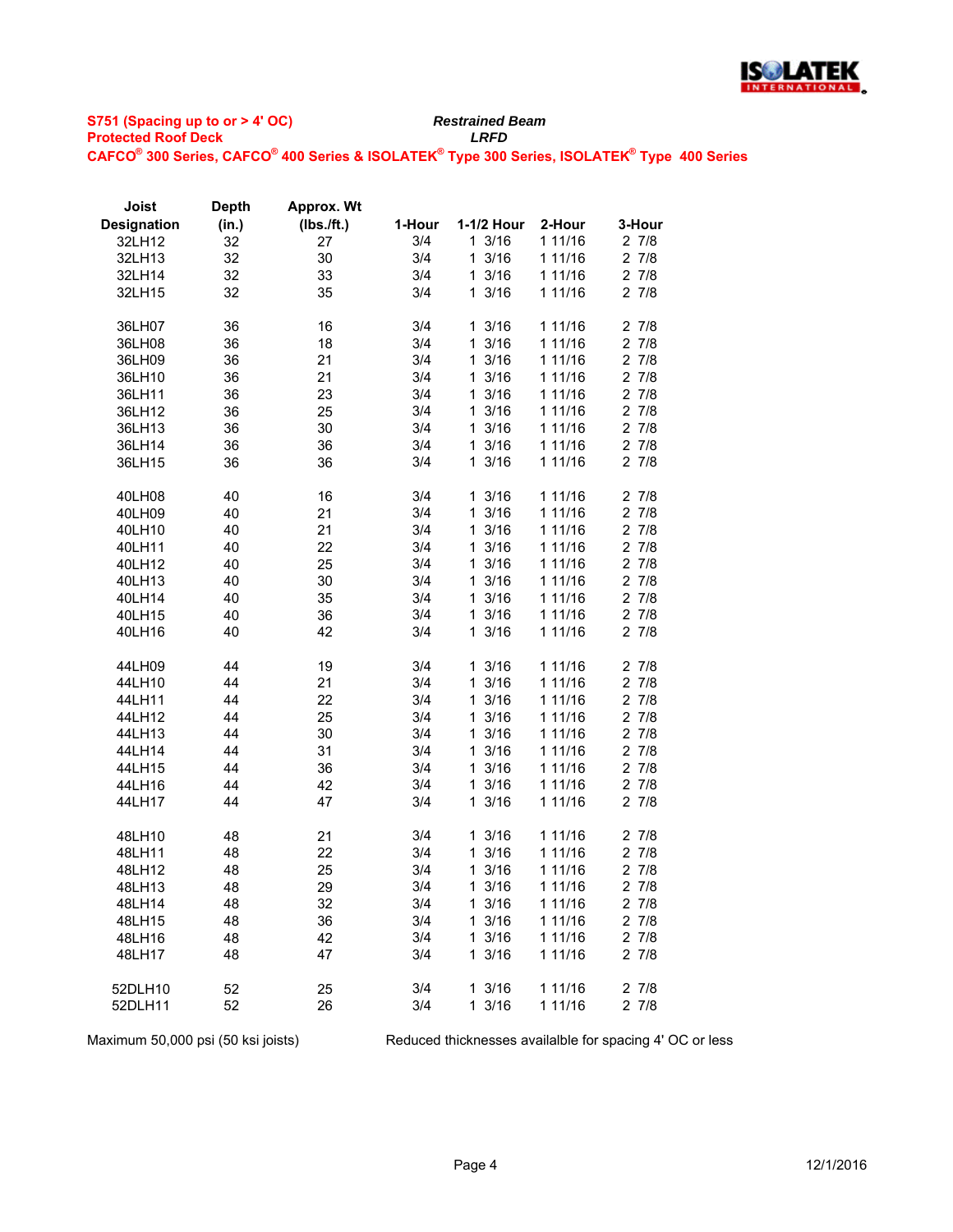**S751 (Spacing up to or > 4' OC)**
**Protected Roof Deck**

***Restrained Beam***
***LRFD***

**CAFCO® 300 Series, CAFCO® 400 Series & ISOLATEK® Type 300 Series, ISOLATEK® Type 400 Series**

| Joist Designation | Depth (in.) | Approx. Wt (lbs./ft.) | 1-Hour | 1-1/2 Hour | 2-Hour | 3-Hour |
|---|---|---|---|---|---|---|
| 32LH12 | 32 | 27 | 3/4 | 1 3/16 | 1 11/16 | 2 7/8 |
| 32LH13 | 32 | 30 | 3/4 | 1 3/16 | 1 11/16 | 2 7/8 |
| 32LH14 | 32 | 33 | 3/4 | 1 3/16 | 1 11/16 | 2 7/8 |
| 32LH15 | 32 | 35 | 3/4 | 1 3/16 | 1 11/16 | 2 7/8 |
| 36LH07 | 36 | 16 | 3/4 | 1 3/16 | 1 11/16 | 2 7/8 |
| 36LH08 | 36 | 18 | 3/4 | 1 3/16 | 1 11/16 | 2 7/8 |
| 36LH09 | 36 | 21 | 3/4 | 1 3/16 | 1 11/16 | 2 7/8 |
| 36LH10 | 36 | 21 | 3/4 | 1 3/16 | 1 11/16 | 2 7/8 |
| 36LH11 | 36 | 23 | 3/4 | 1 3/16 | 1 11/16 | 2 7/8 |
| 36LH12 | 36 | 25 | 3/4 | 1 3/16 | 1 11/16 | 2 7/8 |
| 36LH13 | 36 | 30 | 3/4 | 1 3/16 | 1 11/16 | 2 7/8 |
| 36LH14 | 36 | 36 | 3/4 | 1 3/16 | 1 11/16 | 2 7/8 |
| 36LH15 | 36 | 36 | 3/4 | 1 3/16 | 1 11/16 | 2 7/8 |
| 40LH08 | 40 | 16 | 3/4 | 1 3/16 | 1 11/16 | 2 7/8 |
| 40LH09 | 40 | 21 | 3/4 | 1 3/16 | 1 11/16 | 2 7/8 |
| 40LH10 | 40 | 21 | 3/4 | 1 3/16 | 1 11/16 | 2 7/8 |
| 40LH11 | 40 | 22 | 3/4 | 1 3/16 | 1 11/16 | 2 7/8 |
| 40LH12 | 40 | 25 | 3/4 | 1 3/16 | 1 11/16 | 2 7/8 |
| 40LH13 | 40 | 30 | 3/4 | 1 3/16 | 1 11/16 | 2 7/8 |
| 40LH14 | 40 | 35 | 3/4 | 1 3/16 | 1 11/16 | 2 7/8 |
| 40LH15 | 40 | 36 | 3/4 | 1 3/16 | 1 11/16 | 2 7/8 |
| 40LH16 | 40 | 42 | 3/4 | 1 3/16 | 1 11/16 | 2 7/8 |
| 44LH09 | 44 | 19 | 3/4 | 1 3/16 | 1 11/16 | 2 7/8 |
| 44LH10 | 44 | 21 | 3/4 | 1 3/16 | 1 11/16 | 2 7/8 |
| 44LH11 | 44 | 22 | 3/4 | 1 3/16 | 1 11/16 | 2 7/8 |
| 44LH12 | 44 | 25 | 3/4 | 1 3/16 | 1 11/16 | 2 7/8 |
| 44LH13 | 44 | 30 | 3/4 | 1 3/16 | 1 11/16 | 2 7/8 |
| 44LH14 | 44 | 31 | 3/4 | 1 3/16 | 1 11/16 | 2 7/8 |
| 44LH15 | 44 | 36 | 3/4 | 1 3/16 | 1 11/16 | 2 7/8 |
| 44LH16 | 44 | 42 | 3/4 | 1 3/16 | 1 11/16 | 2 7/8 |
| 44LH17 | 44 | 47 | 3/4 | 1 3/16 | 1 11/16 | 2 7/8 |
| 48LH10 | 48 | 21 | 3/4 | 1 3/16 | 1 11/16 | 2 7/8 |
| 48LH11 | 48 | 22 | 3/4 | 1 3/16 | 1 11/16 | 2 7/8 |
| 48LH12 | 48 | 25 | 3/4 | 1 3/16 | 1 11/16 | 2 7/8 |
| 48LH13 | 48 | 29 | 3/4 | 1 3/16 | 1 11/16 | 2 7/8 |
| 48LH14 | 48 | 32 | 3/4 | 1 3/16 | 1 11/16 | 2 7/8 |
| 48LH15 | 48 | 36 | 3/4 | 1 3/16 | 1 11/16 | 2 7/8 |
| 48LH16 | 48 | 42 | 3/4 | 1 3/16 | 1 11/16 | 2 7/8 |
| 48LH17 | 48 | 47 | 3/4 | 1 3/16 | 1 11/16 | 2 7/8 |
| 52DLH10 | 52 | 25 | 3/4 | 1 3/16 | 1 11/16 | 2 7/8 |
| 52DLH11 | 52 | 26 | 3/4 | 1 3/16 | 1 11/16 | 2 7/8 |

Maximum 50,000 psi (50 ksi joists)

Reduced thicknesses availalble for spacing 4' OC or less

12/1/2016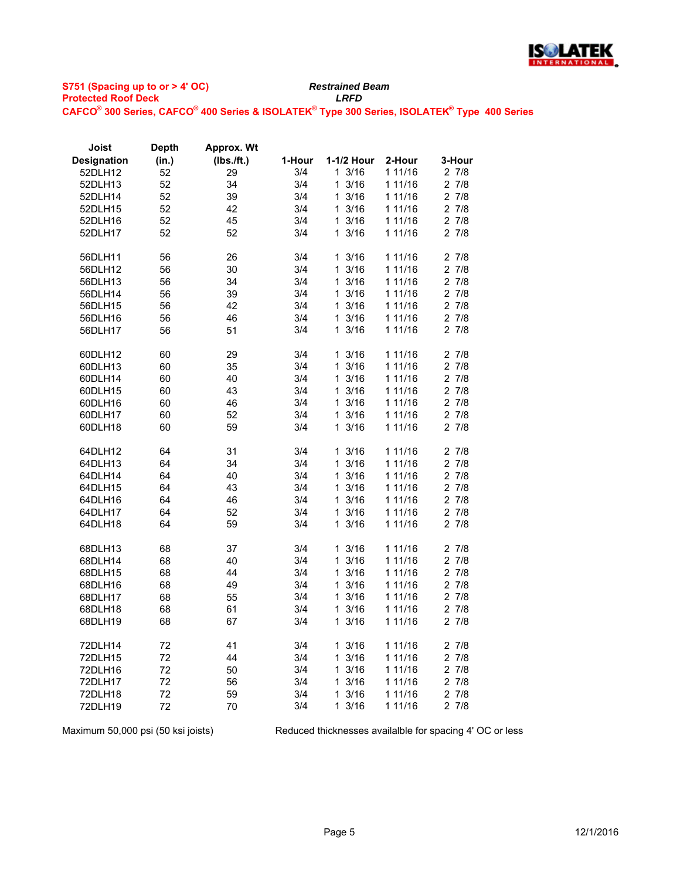**S751 (Spacing up to or > 4' OC)** ***Restrained Beam***
**Protected Roof Deck** ***LRFD***
**CAFCO® 300 Series, CAFCO® 400 Series & ISOLATEK® Type 300 Series, ISOLATEK® Type 400 Series**

| Joist Designation | Depth (in.) | Approx. Wt (lbs./ft.) | 1-Hour | 1-1/2 Hour | 2-Hour | 3-Hour |
|---|---|---|---|---|---|---|
| 52DLH12 | 52 | 29 | 3/4 | 1 3/16 | 1 11/16 | 2 7/8 |
| 52DLH13 | 52 | 34 | 3/4 | 1 3/16 | 1 11/16 | 2 7/8 |
| 52DLH14 | 52 | 39 | 3/4 | 1 3/16 | 1 11/16 | 2 7/8 |
| 52DLH15 | 52 | 42 | 3/4 | 1 3/16 | 1 11/16 | 2 7/8 |
| 52DLH16 | 52 | 45 | 3/4 | 1 3/16 | 1 11/16 | 2 7/8 |
| 52DLH17 | 52 | 52 | 3/4 | 1 3/16 | 1 11/16 | 2 7/8 |
| | | | | | | |
| 56DLH11 | 56 | 26 | 3/4 | 1 3/16 | 1 11/16 | 2 7/8 |
| 56DLH12 | 56 | 30 | 3/4 | 1 3/16 | 1 11/16 | 2 7/8 |
| 56DLH13 | 56 | 34 | 3/4 | 1 3/16 | 1 11/16 | 2 7/8 |
| 56DLH14 | 56 | 39 | 3/4 | 1 3/16 | 1 11/16 | 2 7/8 |
| 56DLH15 | 56 | 42 | 3/4 | 1 3/16 | 1 11/16 | 2 7/8 |
| 56DLH16 | 56 | 46 | 3/4 | 1 3/16 | 1 11/16 | 2 7/8 |
| 56DLH17 | 56 | 51 | 3/4 | 1 3/16 | 1 11/16 | 2 7/8 |
| | | | | | | |
| 60DLH12 | 60 | 29 | 3/4 | 1 3/16 | 1 11/16 | 2 7/8 |
| 60DLH13 | 60 | 35 | 3/4 | 1 3/16 | 1 11/16 | 2 7/8 |
| 60DLH14 | 60 | 40 | 3/4 | 1 3/16 | 1 11/16 | 2 7/8 |
| 60DLH15 | 60 | 43 | 3/4 | 1 3/16 | 1 11/16 | 2 7/8 |
| 60DLH16 | 60 | 46 | 3/4 | 1 3/16 | 1 11/16 | 2 7/8 |
| 60DLH17 | 60 | 52 | 3/4 | 1 3/16 | 1 11/16 | 2 7/8 |
| 60DLH18 | 60 | 59 | 3/4 | 1 3/16 | 1 11/16 | 2 7/8 |
| | | | | | | |
| 64DLH12 | 64 | 31 | 3/4 | 1 3/16 | 1 11/16 | 2 7/8 |
| 64DLH13 | 64 | 34 | 3/4 | 1 3/16 | 1 11/16 | 2 7/8 |
| 64DLH14 | 64 | 40 | 3/4 | 1 3/16 | 1 11/16 | 2 7/8 |
| 64DLH15 | 64 | 43 | 3/4 | 1 3/16 | 1 11/16 | 2 7/8 |
| 64DLH16 | 64 | 46 | 3/4 | 1 3/16 | 1 11/16 | 2 7/8 |
| 64DLH17 | 64 | 52 | 3/4 | 1 3/16 | 1 11/16 | 2 7/8 |
| 64DLH18 | 64 | 59 | 3/4 | 1 3/16 | 1 11/16 | 2 7/8 |
| | | | | | | |
| 68DLH13 | 68 | 37 | 3/4 | 1 3/16 | 1 11/16 | 2 7/8 |
| 68DLH14 | 68 | 40 | 3/4 | 1 3/16 | 1 11/16 | 2 7/8 |
| 68DLH15 | 68 | 44 | 3/4 | 1 3/16 | 1 11/16 | 2 7/8 |
| 68DLH16 | 68 | 49 | 3/4 | 1 3/16 | 1 11/16 | 2 7/8 |
| 68DLH17 | 68 | 55 | 3/4 | 1 3/16 | 1 11/16 | 2 7/8 |
| 68DLH18 | 68 | 61 | 3/4 | 1 3/16 | 1 11/16 | 2 7/8 |
| 68DLH19 | 68 | 67 | 3/4 | 1 3/16 | 1 11/16 | 2 7/8 |
| | | | | | | |
| 72DLH14 | 72 | 41 | 3/4 | 1 3/16 | 1 11/16 | 2 7/8 |
| 72DLH15 | 72 | 44 | 3/4 | 1 3/16 | 1 11/16 | 2 7/8 |
| 72DLH16 | 72 | 50 | 3/4 | 1 3/16 | 1 11/16 | 2 7/8 |
| 72DLH17 | 72 | 56 | 3/4 | 1 3/16 | 1 11/16 | 2 7/8 |
| 72DLH18 | 72 | 59 | 3/4 | 1 3/16 | 1 11/16 | 2 7/8 |
| 72DLH19 | 72 | 70 | 3/4 | 1 3/16 | 1 11/16 | 2 7/8 |

Maximum 50,000 psi (50 ksi joists)

Reduced thicknesses availalble for spacing 4' OC or less

12/1/2016